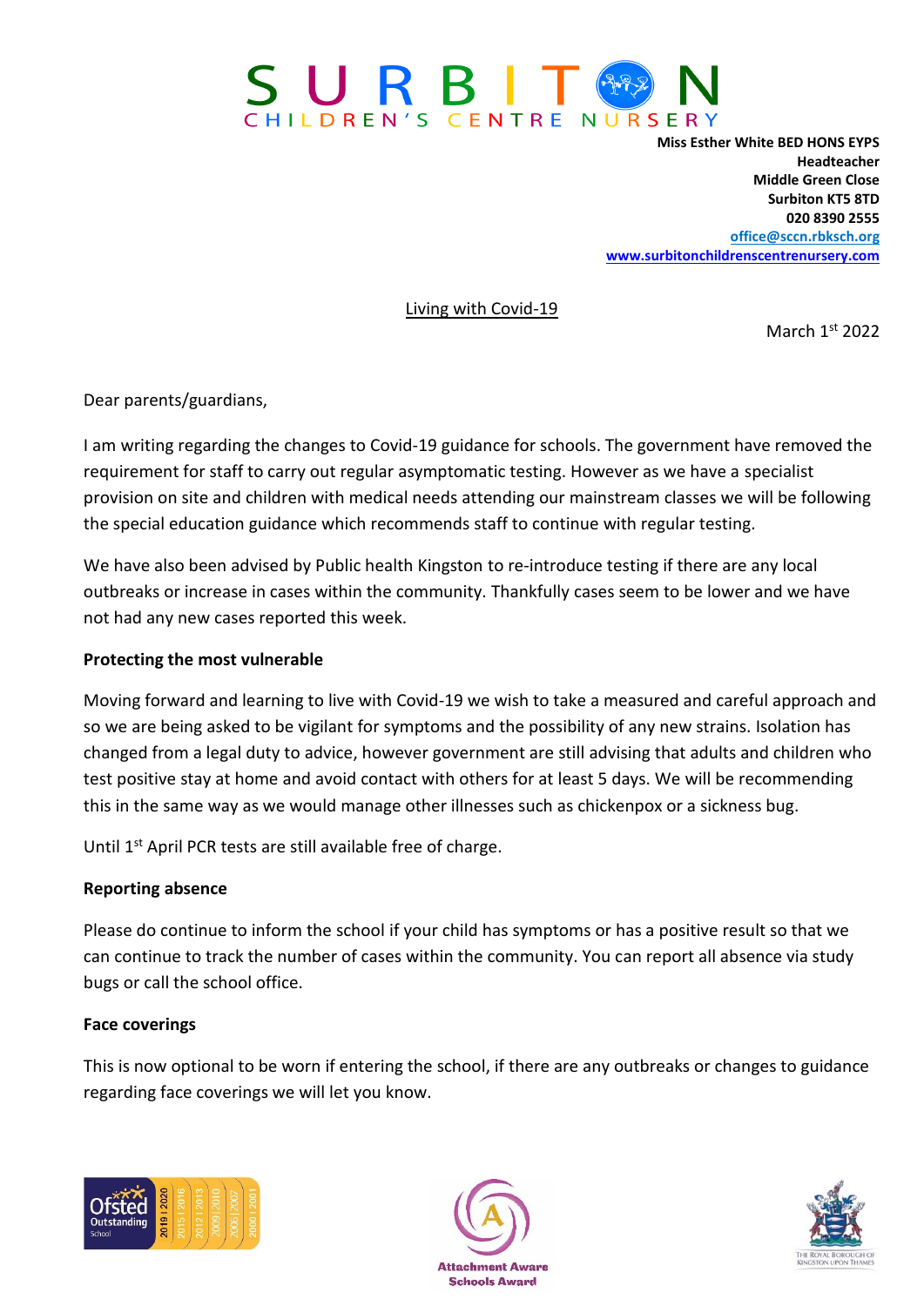# SURBITON CHILDREN'S CENTRE NURSERY

**Miss Esther White BED HONS EYPS**
**Headteacher**
**Middle Green Close**
**Surbiton KT5 8TD**
**020 8390 2555**
**office@sccn.rbksch.org**
**www.surbitonchildrenscentrenursery.com**

Living with Covid-19

March 1st 2022

Dear parents/guardians,

I am writing regarding the changes to Covid-19 guidance for schools. The government have removed the requirement for staff to carry out regular asymptomatic testing. However as we have a specialist provision on site and children with medical needs attending our mainstream classes we will be following the special education guidance which recommends staff to continue with regular testing.

We have also been advised by Public health Kingston to re-introduce testing if there are any local outbreaks or increase in cases within the community. Thankfully cases seem to be lower and we have not had any new cases reported this week.

**Protecting the most vulnerable**

Moving forward and learning to live with Covid-19 we wish to take a measured and careful approach and so we are being asked to be vigilant for symptoms and the possibility of any new strains. Isolation has changed from a legal duty to advice, however government are still advising that adults and children who test positive stay at home and avoid contact with others for at least 5 days. We will be recommending this in the same way as we would manage other illnesses such as chickenpox or a sickness bug.

Until 1st April PCR tests are still available free of charge.

**Reporting absence**

Please do continue to inform the school if your child has symptoms or has a positive result so that we can continue to track the number of cases within the community. You can report all absence via study bugs or call the school office.

**Face coverings**

This is now optional to be worn if entering the school, if there are any outbreaks or changes to guidance regarding face coverings we will let you know.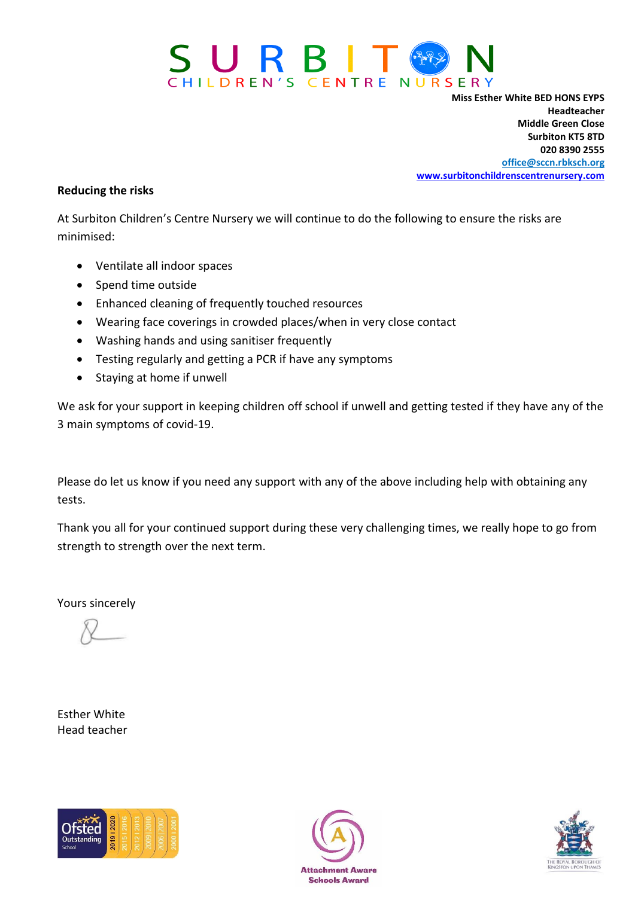# SURBITON
CHILDREN'S CENTRE NURSERY

**Miss Esther White BED HONS EYPS**
**Headteacher**
**Middle Green Close**
**Surbiton KT5 8TD**
**020 8390 2555**
**office@sccn.rbksch.org**
**www.surbitonchildrenscentrenursery.com**

**Reducing the risks**

At Surbiton Children's Centre Nursery we will continue to do the following to ensure the risks are minimised:

- Ventilate all indoor spaces
- Spend time outside
- Enhanced cleaning of frequently touched resources
- Wearing face coverings in crowded places/when in very close contact
- Washing hands and using sanitiser frequently
- Testing regularly and getting a PCR if have any symptoms
- Staying at home if unwell

We ask for your support in keeping children off school if unwell and getting tested if they have any of the 3 main symptoms of covid-19.

Please do let us know if you need any support with any of the above including help with obtaining any tests.

Thank you all for your continued support during these very challenging times, we really hope to go from strength to strength over the next term.

Yours sincerely

Esther White
Head teacher

Ofsted Outstanding School 2019 | 2020 2015 | 2016 2012 | 2013 2009 | 2010 2006 | 2007 2000 | 2001

Attachment Aware Schools Award

The Royal Borough of Kingston upon Thames